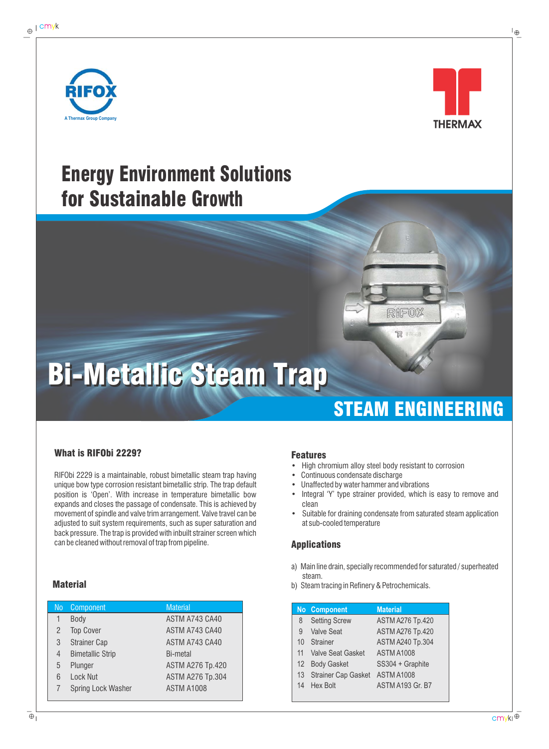RIFOX

A Thermax Group Company

THERMAX

# Energy Environment Solutions for Sustainable Growth

# Bi-Metallic Steam Trap

## STEAM ENGINEERING

### What is RIFObi 2229?

RIFObi 2229 is a maintainable, robust bimetallic steam trap having unique bow type corrosion resistant bimetallic strip. The trap default position is 'Open'. With increase in temperature bimetallic bow expands and closes the passage of condensate. This is achieved by movement of spindle and valve trim arrangement. Valve travel can be adjusted to suit system requirements, such as super saturation and back pressure. The trap is provided with inbuilt strainer screen which can be cleaned without removal of trap from pipeline.

### Features

- High chromium alloy steel body resistant to corrosion
- Continuous condensate discharge
- Unaffected by water hammer and vibrations
- Integral 'Y' type strainer provided, which is easy to remove and clean
- Suitable for draining condensate from saturated steam application at sub-cooled temperature

### Applications

a) Main line drain, specially recommended for saturated / superheated steam.

b) Steam tracing in Refinery & Petrochemicals.

### Material

| No | Component | Material |
|---|---|---|
| 1 | Body | ASTM A743 CA40 |
| 2 | Top Cover | ASTM A743 CA40 |
| 3 | Strainer Cap | ASTM A743 CA40 |
| 4 | Bimetallic Strip | Bi-metal |
| 5 | Plunger | ASTM A276 Tp.420 |
| 6 | Lock Nut | ASTM A276 Tp.304 |
| 7 | Spring Lock Washer | ASTM A1008 |
| 8 | Setting Screw | ASTM A276 Tp.420 |
| 9 | Valve Seat | ASTM A276 Tp.420 |
| 10 | Strainer | ASTM A240 Tp.304 |
| 11 | Valve Seat Gasket | ASTM A1008 |
| 12 | Body Gasket | SS304 + Graphite |
| 13 | Strainer Cap Gasket | ASTM A1008 |
| 14 | Hex Bolt | ASTM A193 Gr. B7 |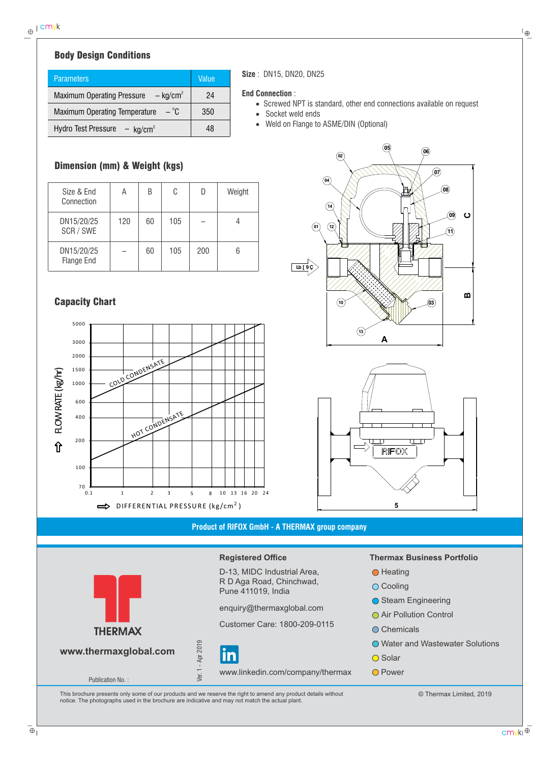## Body Design Conditions

| Parameters | Value |
|---|---|
| Maximum Operating Pressure – $kg/cm^2$ | 24 |
| Maximum Operating Temperature – °C | 350 |
| Hydro Test Pressure – $kg/cm^2$ | 48 |

**Size** : DN15, DN20, DN25

**End Connection** :

- Screwed NPT is standard, other end connections available on request
- Socket weld ends
- Weld on Flange to ASME/DIN (Optional)

## Dimension (mm) & Weight (kgs)

| Size & End Connection | A | B | C | D | Weight |
|---|---|---|---|---|---|
| DN15/20/25 SCR / SWE | 120 | 60 | 105 | – | 4 |
| DN15/20/25 Flange End | – | 60 | 105 | 200 | 6 |

01 02 03 04 05 06 07 08 09 10 11 12 13 14

Lb [ 9 Ç

A

B

C

RIFOX

5

## Capacity Chart

FLOW RATE (kg/hr)

5000
3000
2000
1500
1000
600
400
200
100
70

COLD CONDENSATE

HOT CONDENSATE

0.1 1 2 3 5 8 10 13 16 20 24

DIFFERENTIAL PRESSURE ($kg/cm^2$)

**Product of RIFOX GmbH - A THERMAX group company**

THERMAX

**www.thermaxglobal.com**

Publication No. :

Ver. 1 - Apr 2019

**Registered Office**

D-13, MIDC Industrial Area,
R D Aga Road, Chinchwad,
Pune 411019, India

enquiry@thermaxglobal.com

Customer Care: 1800-209-0115

www.linkedin.com/company/thermax

**Thermax Business Portfolio**

- Heating
- Cooling
- Steam Engineering
- Air Pollution Control
- Chemicals
- Water and Wastewater Solutions
- Solar
- Power

This brochure presents only some of our products and we reserve the right to amend any product details without notice. The photographs used in the brochure are indicative and may not match the actual plant.

© Thermax Limited, 2019